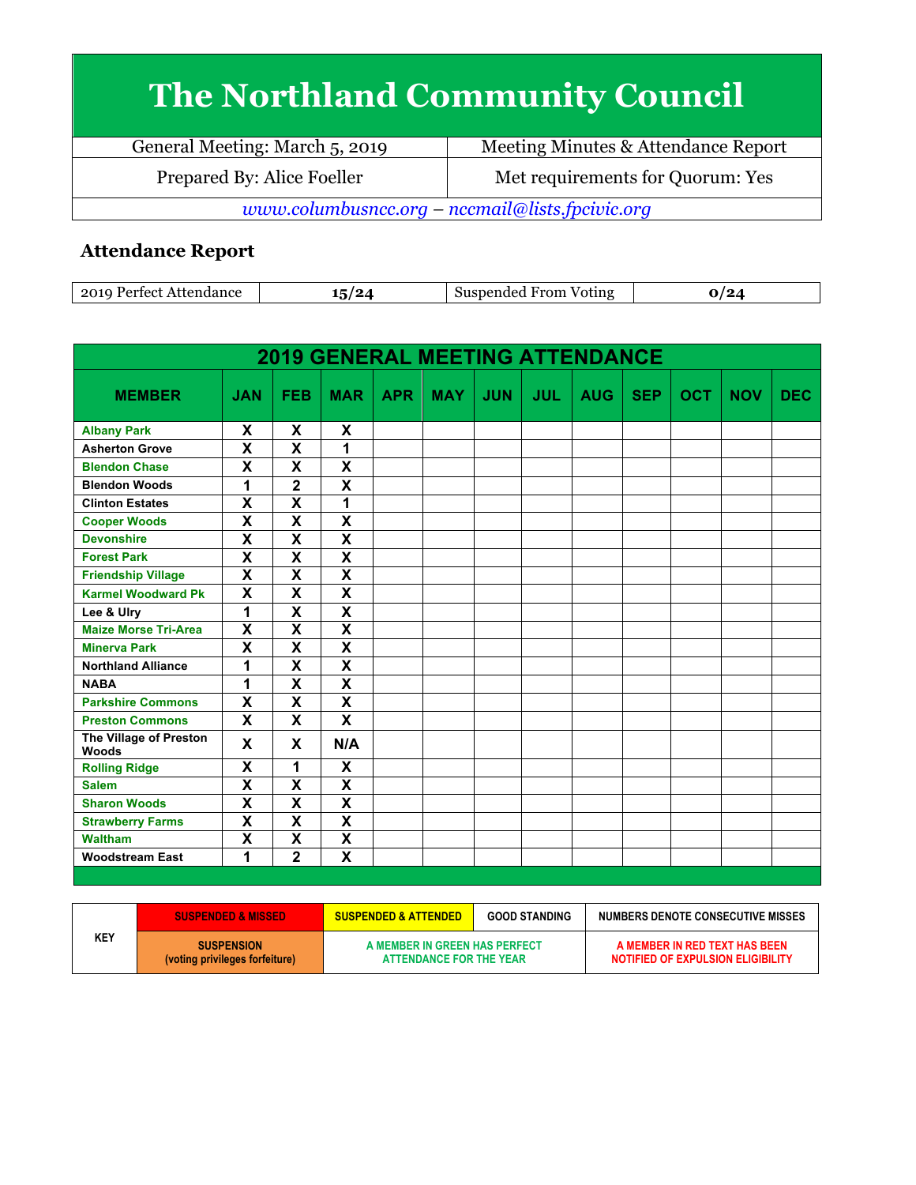# The Northland Community Council

| General Meeting: March 5, 2019 | Meeting Minutes & Attendance Report |
|---|---|
| Prepared By: Alice Foeller | Met requirements for Quorum: Yes |

*www.columbusncc.org – nccmail@lists.fpcivic.org*

### Attendance Report

| 2019 Perfect Attendance | 15/24 | Suspended From Voting | 0/24 |
|---|---|---|---|

**2019 GENERAL MEETING ATTENDANCE**

| MEMBER | JAN | FEB | MAR | APR | MAY | JUN | JUL | AUG | SEP | OCT | NOV | DEC |
|---|---|---|---|---|---|---|---|---|---|---|---|---|
| Albany Park | X | X | X | | | | | | | | | |
| Asherton Grove | X | X | 1 | | | | | | | | | |
| Blendon Chase | X | X | X | | | | | | | | | |
| Blendon Woods | 1 | 2 | X | | | | | | | | | |
| Clinton Estates | X | X | 1 | | | | | | | | | |
| Cooper Woods | X | X | X | | | | | | | | | |
| Devonshire | X | X | X | | | | | | | | | |
| Forest Park | X | X | X | | | | | | | | | |
| Friendship Village | X | X | X | | | | | | | | | |
| Karmel Woodward Pk | X | X | X | | | | | | | | | |
| Lee & Ulry | 1 | X | X | | | | | | | | | |
| Maize Morse Tri-Area | X | X | X | | | | | | | | | |
| Minerva Park | X | X | X | | | | | | | | | |
| Northland Alliance | 1 | X | X | | | | | | | | | |
| NABA | 1 | X | X | | | | | | | | | |
| Parkshire Commons | X | X | X | | | | | | | | | |
| Preston Commons | X | X | X | | | | | | | | | |
| The Village of Preston Woods | X | X | N/A | | | | | | | | | |
| Rolling Ridge | X | 1 | X | | | | | | | | | |
| Salem | X | X | X | | | | | | | | | |
| Sharon Woods | X | X | X | | | | | | | | | |
| Strawberry Farms | X | X | X | | | | | | | | | |
| Waltham | X | X | X | | | | | | | | | |
| Woodstream East | 1 | 2 | X | | | | | | | | | |

| KEY | SUSPENDED & MISSED | SUSPENDED & ATTENDED | GOOD STANDING | NUMBERS DENOTE CONSECUTIVE MISSES |
|---|---|---|---|---|
| | SUSPENSION (voting privileges forfeiture) | A MEMBER IN GREEN HAS PERFECT ATTENDANCE FOR THE YEAR | | A MEMBER IN RED TEXT HAS BEEN NOTIFIED OF EXPULSION ELIGIBILITY |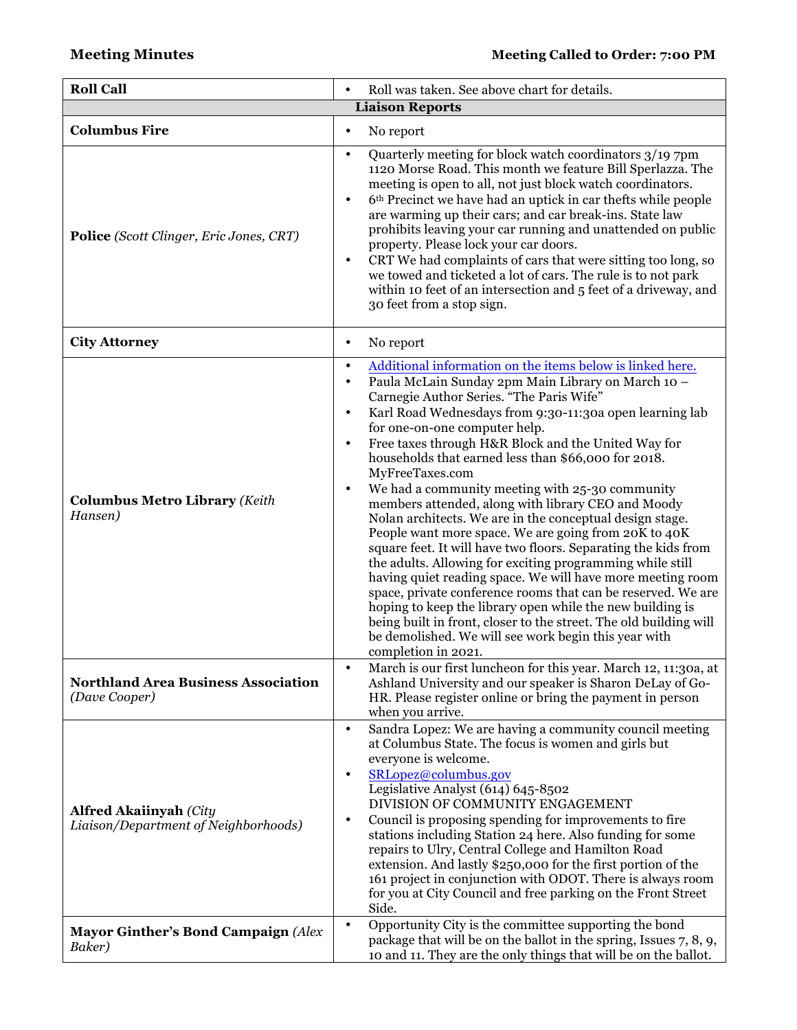**Meeting Minutes** **Meeting Called to Order: 7:00 PM**

| **Roll Call** | • Roll was taken. See above chart for details. |
|---|---|
| **Liaison Reports** | |
| **Columbus Fire** | • No report |
| **Police** *(Scott Clinger, Eric Jones, CRT)* | • Quarterly meeting for block watch coordinators 3/19 7pm 1120 Morse Road. This month we feature Bill Sperlazza. The meeting is open to all, not just block watch coordinators.<br>• 6th Precinct we have had an uptick in car thefts while people are warming up their cars; and car break-ins. State law prohibits leaving your car running and unattended on public property. Please lock your car doors.<br>• CRT We had complaints of cars that were sitting too long, so we towed and ticketed a lot of cars. The rule is to not park within 10 feet of an intersection and 5 feet of a driveway, and 30 feet from a stop sign. |
| **City Attorney** | • No report |
| **Columbus Metro Library** *(Keith Hansen)* | • Additional information on the items below is linked here.<br>• Paula McLain Sunday 2pm Main Library on March 10 – Carnegie Author Series. "The Paris Wife"<br>• Karl Road Wednesdays from 9:30-11:30a open learning lab for one-on-one computer help.<br>• Free taxes through H&R Block and the United Way for households that earned less than $66,000 for 2018. MyFreeTaxes.com<br>• We had a community meeting with 25-30 community members attended, along with library CEO and Moody Nolan architects. We are in the conceptual design stage. People want more space. We are going from 20K to 40K square feet. It will have two floors. Separating the kids from the adults. Allowing for exciting programming while still having quiet reading space. We will have more meeting room space, private conference rooms that can be reserved. We are hoping to keep the library open while the new building is being built in front, closer to the street. The old building will be demolished. We will see work begin this year with completion in 2021. |
| **Northland Area Business Association** *(Dave Cooper)* | • March is our first luncheon for this year. March 12, 11:30a, at Ashland University and our speaker is Sharon DeLay of Go-HR. Please register online or bring the payment in person when you arrive. |
| **Alfred Akaiinyah** *(City Liaison/Department of Neighborhoods)* | • Sandra Lopez: We are having a community council meeting at Columbus State. The focus is women and girls but everyone is welcome.<br>• SRLopez@columbus.gov<br>Legislative Analyst (614) 645-8502<br>DIVISION OF COMMUNITY ENGAGEMENT<br>• Council is proposing spending for improvements to fire stations including Station 24 here. Also funding for some repairs to Ulry, Central College and Hamilton Road extension. And lastly $250,000 for the first portion of the 161 project in conjunction with ODOT. There is always room for you at City Council and free parking on the Front Street Side. |
| **Mayor Ginther's Bond Campaign** *(Alex Baker)* | • Opportunity City is the committee supporting the bond package that will be on the ballot in the spring, Issues 7, 8, 9, 10 and 11. They are the only things that will be on the ballot. |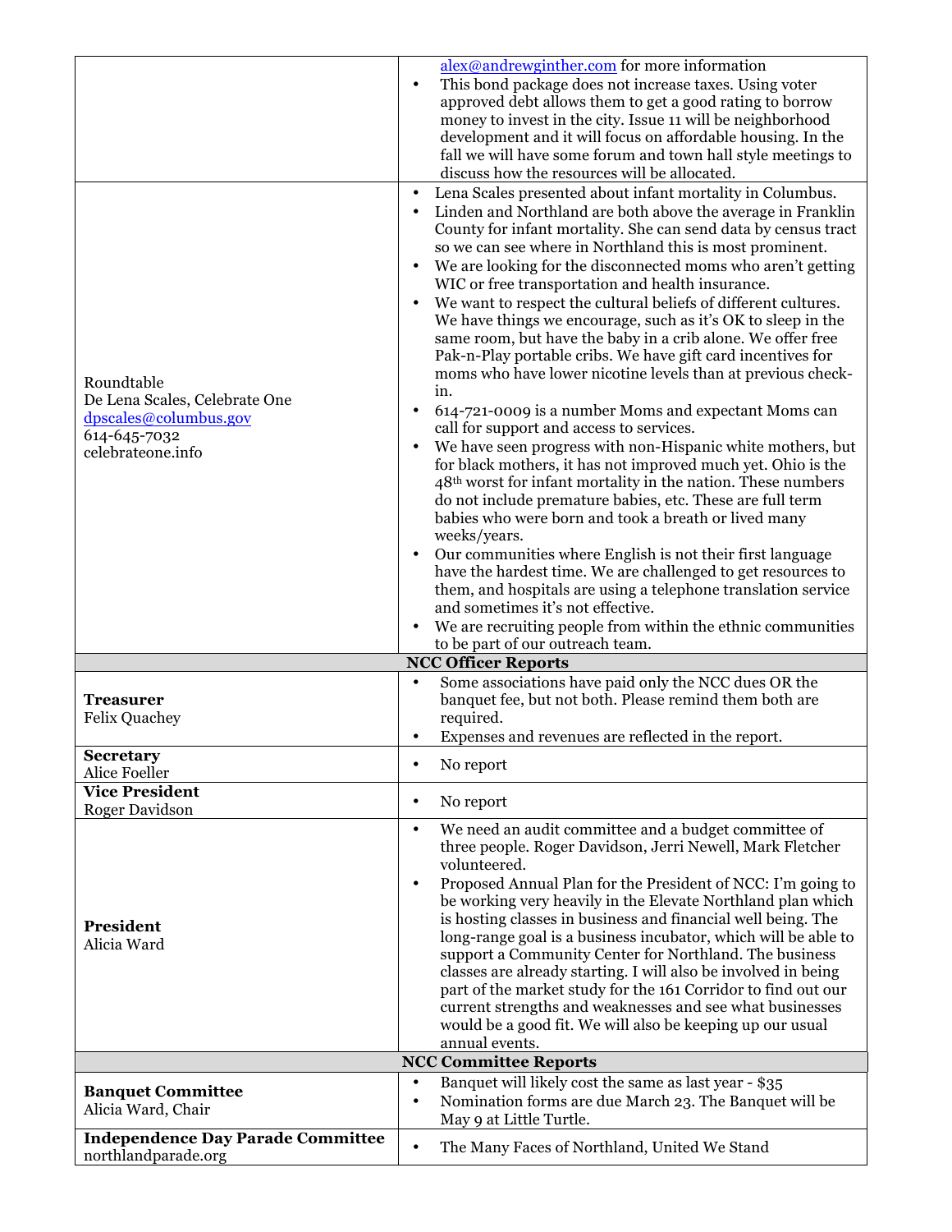| | |
|---|---|
| | alex@andrewginther.com for more information<br>• This bond package does not increase taxes. Using voter approved debt allows them to get a good rating to borrow money to invest in the city. Issue 11 will be neighborhood development and it will focus on affordable housing. In the fall we will have some forum and town hall style meetings to discuss how the resources will be allocated. |
| Roundtable<br>De Lena Scales, Celebrate One<br>dpscales@columbus.gov<br>614-645-7032<br>celebrateone.info | • Lena Scales presented about infant mortality in Columbus.<br>• Linden and Northland are both above the average in Franklin County for infant mortality. She can send data by census tract so we can see where in Northland this is most prominent.<br>• We are looking for the disconnected moms who aren't getting WIC or free transportation and health insurance.<br>• We want to respect the cultural beliefs of different cultures. We have things we encourage, such as it's OK to sleep in the same room, but have the baby in a crib alone. We offer free Pak-n-Play portable cribs. We have gift card incentives for moms who have lower nicotine levels than at previous check-in.<br>• 614-721-0009 is a number Moms and expectant Moms can call for support and access to services.<br>• We have seen progress with non-Hispanic white mothers, but for black mothers, it has not improved much yet. Ohio is the 48th worst for infant mortality in the nation. These numbers do not include premature babies, etc. These are full term babies who were born and took a breath or lived many weeks/years.<br>• Our communities where English is not their first language have the hardest time. We are challenged to get resources to them, and hospitals are using a telephone translation service and sometimes it's not effective.<br>• We are recruiting people from within the ethnic communities to be part of our outreach team. |
| **NCC Officer Reports** | |
| **Treasurer**<br>Felix Quachey | • Some associations have paid only the NCC dues OR the banquet fee, but not both. Please remind them both are required.<br>• Expenses and revenues are reflected in the report. |
| **Secretary**<br>Alice Foeller | • No report |
| **Vice President**<br>Roger Davidson | • No report |
| **President**<br>Alicia Ward | • We need an audit committee and a budget committee of three people. Roger Davidson, Jerri Newell, Mark Fletcher volunteered.<br>• Proposed Annual Plan for the President of NCC: I'm going to be working very heavily in the Elevate Northland plan which is hosting classes in business and financial well being. The long-range goal is a business incubator, which will be able to support a Community Center for Northland. The business classes are already starting. I will also be involved in being part of the market study for the 161 Corridor to find out our current strengths and weaknesses and see what businesses would be a good fit. We will also be keeping up our usual annual events. |
| **NCC Committee Reports** | |
| **Banquet Committee**<br>Alicia Ward, Chair | • Banquet will likely cost the same as last year - $35<br>• Nomination forms are due March 23. The Banquet will be May 9 at Little Turtle. |
| **Independence Day Parade Committee**<br>northlandparade.org | • The Many Faces of Northland, United We Stand |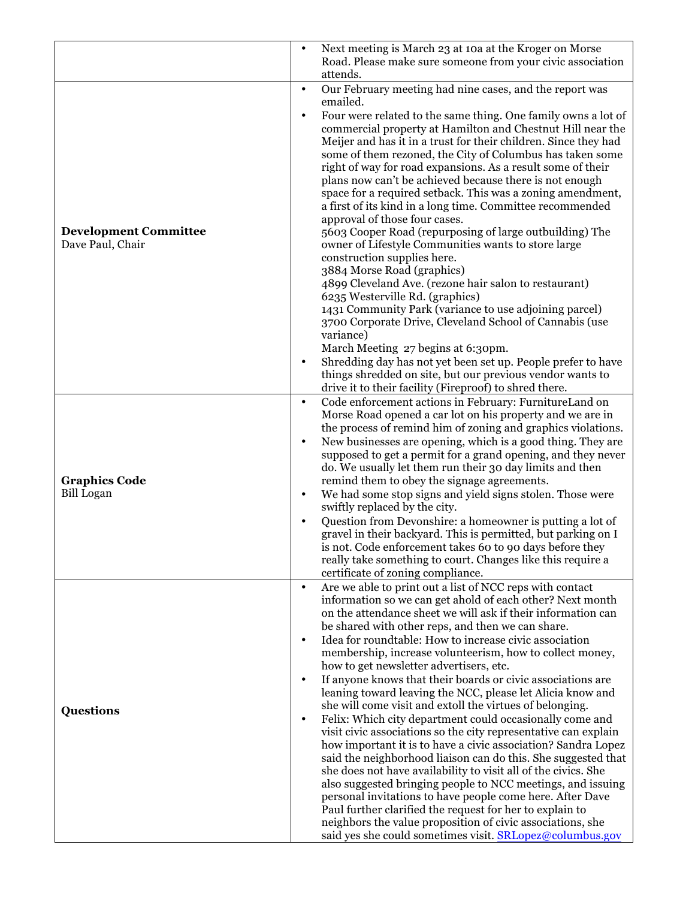| | |
|---|---|
| | • Next meeting is March 23 at 10a at the Kroger on Morse Road. Please make sure someone from your civic association attends. |
| **Development Committee**<br>Dave Paul, Chair | • Our February meeting had nine cases, and the report was emailed.<br>• Four were related to the same thing. One family owns a lot of commercial property at Hamilton and Chestnut Hill near the Meijer and has it in a trust for their children. Since they had some of them rezoned, the City of Columbus has taken some right of way for road expansions. As a result some of their plans now can't be achieved because there is not enough space for a required setback. This was a zoning amendment, a first of its kind in a long time. Committee recommended approval of those four cases.<br>5603 Cooper Road (repurposing of large outbuilding) The owner of Lifestyle Communities wants to store large construction supplies here.<br>3884 Morse Road (graphics)<br>4899 Cleveland Ave. (rezone hair salon to restaurant)<br>6235 Westerville Rd. (graphics)<br>1431 Community Park (variance to use adjoining parcel)<br>3700 Corporate Drive, Cleveland School of Cannabis (use variance)<br>March Meeting 27 begins at 6:30pm.<br>• Shredding day has not yet been set up. People prefer to have things shredded on site, but our previous vendor wants to drive it to their facility (Fireproof) to shred there. |
| **Graphics Code**<br>Bill Logan | • Code enforcement actions in February: FurnitureLand on Morse Road opened a car lot on his property and we are in the process of remind him of zoning and graphics violations.<br>• New businesses are opening, which is a good thing. They are supposed to get a permit for a grand opening, and they never do. We usually let them run their 30 day limits and then remind them to obey the signage agreements.<br>• We had some stop signs and yield signs stolen. Those were swiftly replaced by the city.<br>• Question from Devonshire: a homeowner is putting a lot of gravel in their backyard. This is permitted, but parking on I is not. Code enforcement takes 60 to 90 days before they really take something to court. Changes like this require a certificate of zoning compliance. |
| **Questions** | • Are we able to print out a list of NCC reps with contact information so we can get ahold of each other? Next month on the attendance sheet we will ask if their information can be shared with other reps, and then we can share.<br>• Idea for roundtable: How to increase civic association membership, increase volunteerism, how to collect money, how to get newsletter advertisers, etc.<br>• If anyone knows that their boards or civic associations are leaning toward leaving the NCC, please let Alicia know and she will come visit and extoll the virtues of belonging.<br>• Felix: Which city department could occasionally come and visit civic associations so the city representative can explain how important it is to have a civic association? Sandra Lopez said the neighborhood liaison can do this. She suggested that she does not have availability to visit all of the civics. She also suggested bringing people to NCC meetings, and issuing personal invitations to have people come here. After Dave Paul further clarified the request for her to explain to neighbors the value proposition of civic associations, she said yes she could sometimes visit. SRLopez@columbus.gov |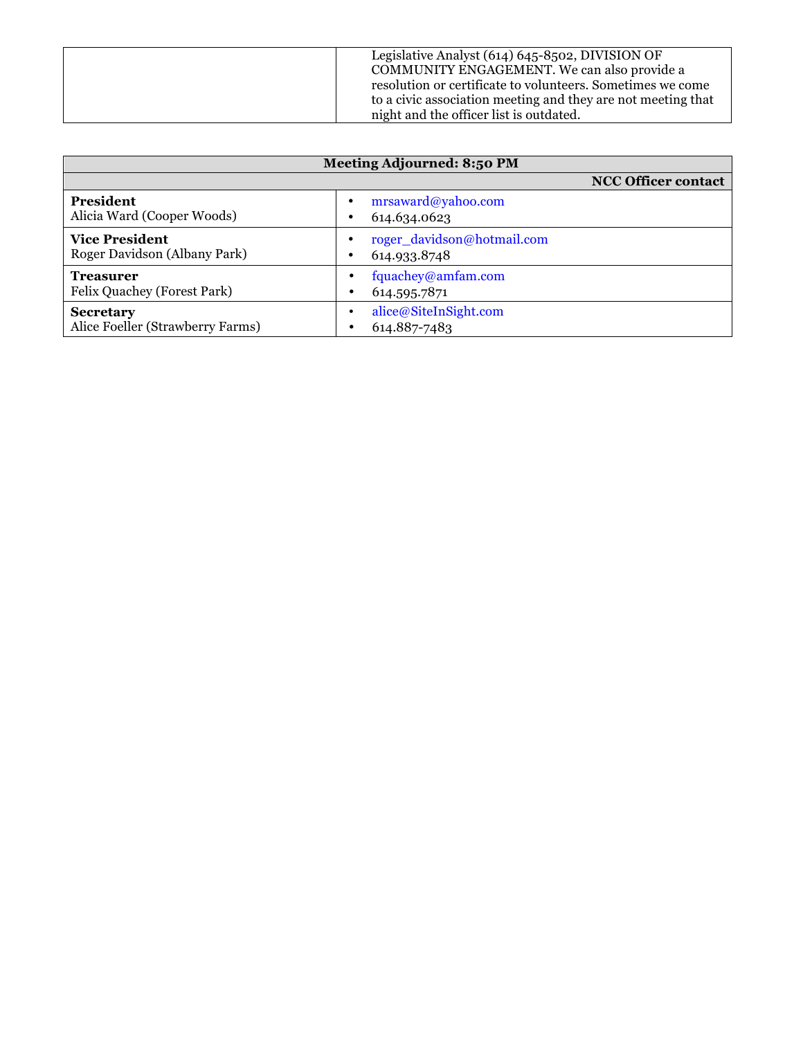| | |
|---|---|
| | Legislative Analyst (614) 645-8502, DIVISION OF COMMUNITY ENGAGEMENT. We can also provide a resolution or certificate to volunteers. Sometimes we come to a civic association meeting and they are not meeting that night and the officer list is outdated. |

| **Meeting Adjourned: 8:50 PM** | |
|---|---|
| | **NCC Officer contact** |
| **President**<br>Alicia Ward (Cooper Woods) | • mrsaward@yahoo.com<br>• 614.634.0623 |
| **Vice President**<br>Roger Davidson (Albany Park) | • roger_davidson@hotmail.com<br>• 614.933.8748 |
| **Treasurer**<br>Felix Quachey (Forest Park) | • fquachey@amfam.com<br>• 614.595.7871 |
| **Secretary**<br>Alice Foeller (Strawberry Farms) | • alice@SiteInSight.com<br>• 614.887-7483 |